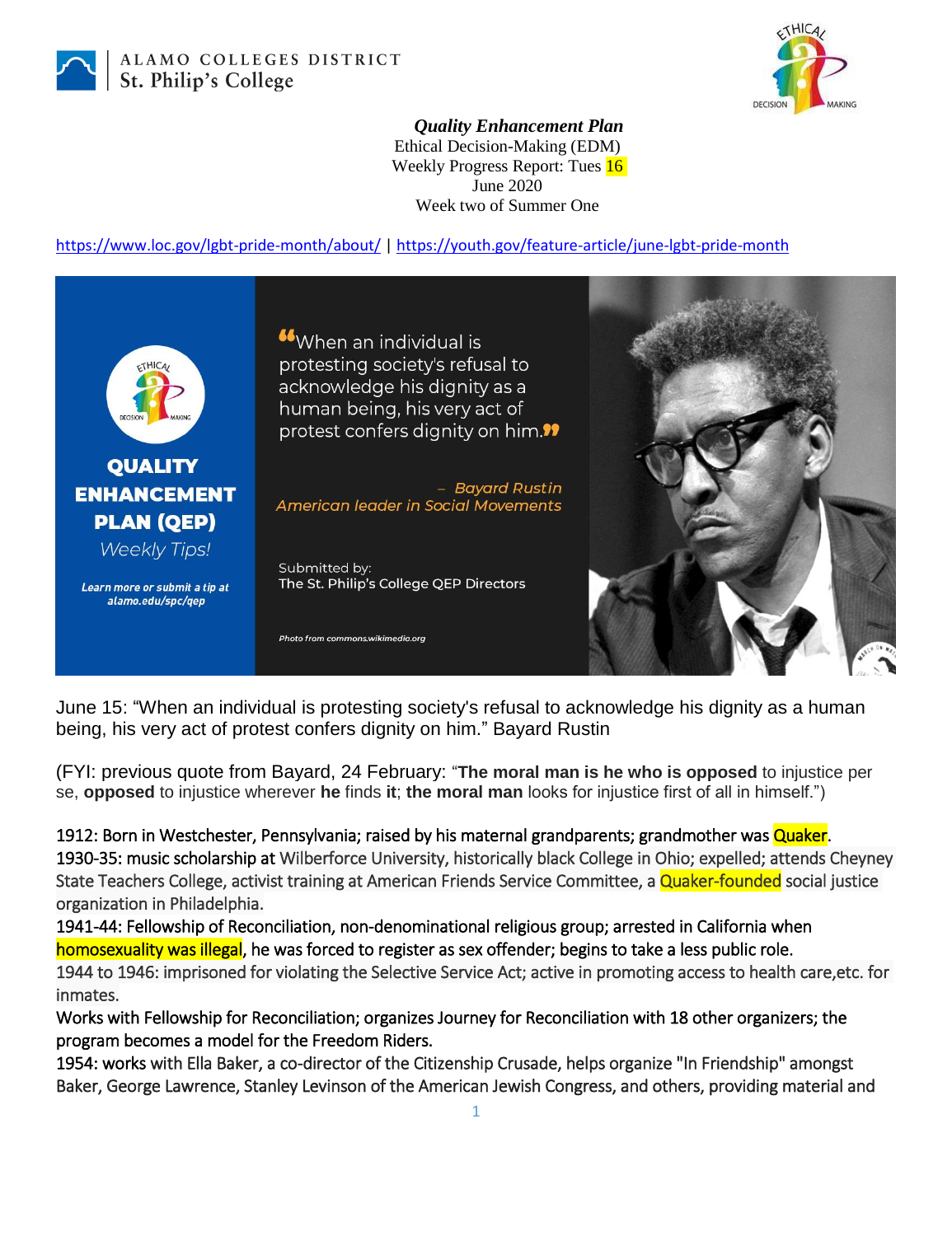ALAMO COLLEGES DISTRICT
St. Philip's College

***Quality Enhancement Plan***
Ethical Decision-Making (EDM)
Weekly Progress Report: Tues 16 June 2020
Week two of Summer One

https://www.loc.gov/lgbt-pride-month/about/ | https://youth.gov/feature-article/june-lgbt-pride-month

**QUALITY ENHANCEMENT PLAN (QEP)**
*Weekly Tips!*

*Learn more or submit a tip at alamo.edu/spc/qep*

"When an individual is protesting society's refusal to acknowledge his dignity as a human being, his very act of protest confers dignity on him."

*– Bayard Rustin*
*American leader in Social Movements*

Submitted by:
The St. Philip's College QEP Directors

*Photo from commons.wikimedia.org*

June 15: "When an individual is protesting society's refusal to acknowledge his dignity as a human being, his very act of protest confers dignity on him." Bayard Rustin

(FYI: previous quote from Bayard, 24 February: "**The moral man is he who is opposed** to injustice per se, **opposed** to injustice wherever **he** finds **it**; **the moral man** looks for injustice first of all in himself.")

1912: Born in Westchester, Pennsylvania; raised by his maternal grandparents; grandmother was Quaker.
1930-35: music scholarship at Wilberforce University, historically black College in Ohio; expelled; attends Cheyney State Teachers College, activist training at American Friends Service Committee, a Quaker-founded social justice organization in Philadelphia.
1941-44: Fellowship of Reconciliation, non-denominational religious group; arrested in California when homosexuality was illegal, he was forced to register as sex offender; begins to take a less public role.
1944 to 1946: imprisoned for violating the Selective Service Act; active in promoting access to health care,etc. for inmates.
Works with Fellowship for Reconciliation; organizes Journey for Reconciliation with 18 other organizers; the program becomes a model for the Freedom Riders.
1954: works with Ella Baker, a co-director of the Citizenship Crusade, helps organize "In Friendship" amongst Baker, George Lawrence, Stanley Levinson of the American Jewish Congress, and others, providing material and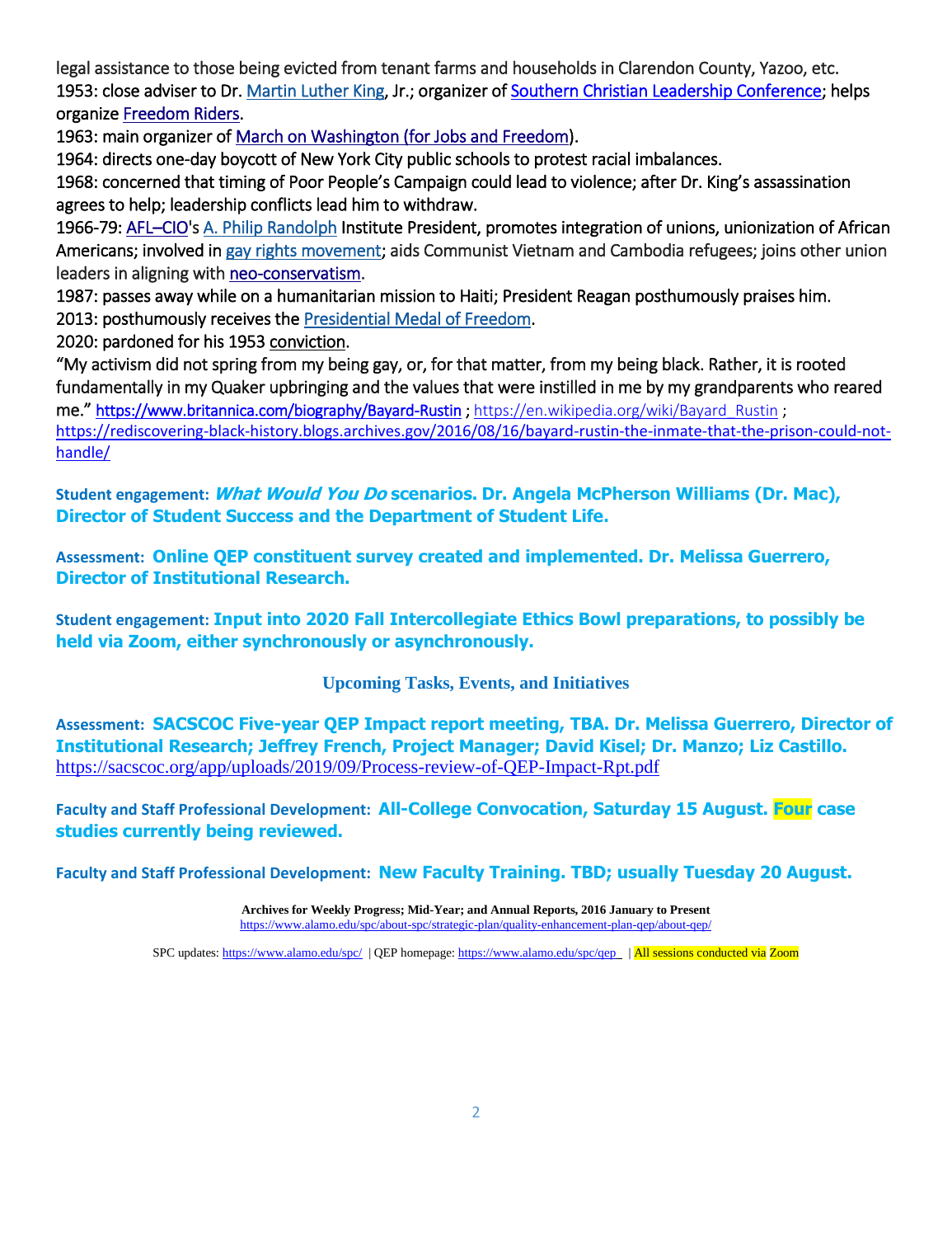legal assistance to those being evicted from tenant farms and households in Clarendon County, Yazoo, etc.
1953: close adviser to Dr. Martin Luther King, Jr.; organizer of Southern Christian Leadership Conference; helps organize Freedom Riders.
1963: main organizer of March on Washington (for Jobs and Freedom).
1964: directs one-day boycott of New York City public schools to protest racial imbalances.
1968: concerned that timing of Poor People's Campaign could lead to violence; after Dr. King's assassination agrees to help; leadership conflicts lead him to withdraw.
1966-79: AFL–CIO's A. Philip Randolph Institute President, promotes integration of unions, unionization of African Americans; involved in gay rights movement; aids Communist Vietnam and Cambodia refugees; joins other union leaders in aligning with neo-conservatism.
1987: passes away while on a humanitarian mission to Haiti; President Reagan posthumously praises him.
2013: posthumously receives the Presidential Medal of Freedom.
2020: pardoned for his 1953 conviction.
"My activism did not spring from my being gay, or, for that matter, from my being black. Rather, it is rooted fundamentally in my Quaker upbringing and the values that were instilled in me by my grandparents who reared me." https://www.britannica.com/biography/Bayard-Rustin ; https://en.wikipedia.org/wiki/Bayard_Rustin ; https://rediscovering-black-history.blogs.archives.gov/2016/08/16/bayard-rustin-the-inmate-that-the-prison-could-not-handle/

**Student engagement: *What Would You Do* scenarios. Dr. Angela McPherson Williams (Dr. Mac), Director of Student Success and the Department of Student Life.**

**Assessment: Online QEP constituent survey created and implemented. Dr. Melissa Guerrero, Director of Institutional Research.**

**Student engagement: Input into 2020 Fall Intercollegiate Ethics Bowl preparations, to possibly be held via Zoom, either synchronously or asynchronously.**

## Upcoming Tasks, Events, and Initiatives

**Assessment: SACSCOC Five-year QEP Impact report meeting, TBA. Dr. Melissa Guerrero, Director of Institutional Research; Jeffrey French, Project Manager; David Kisel; Dr. Manzo; Liz Castillo.**
https://sacscoc.org/app/uploads/2019/09/Process-review-of-QEP-Impact-Rpt.pdf

**Faculty and Staff Professional Development: All-College Convocation, Saturday 15 August. Four case studies currently being reviewed.**

**Faculty and Staff Professional Development: New Faculty Training. TBD; usually Tuesday 20 August.**

**Archives for Weekly Progress; Mid-Year; and Annual Reports, 2016 January to Present**
https://www.alamo.edu/spc/about-spc/strategic-plan/quality-enhancement-plan-qep/about-qep/

SPC updates: https://www.alamo.edu/spc/ | QEP homepage: https://www.alamo.edu/spc/qep | All sessions conducted via Zoom